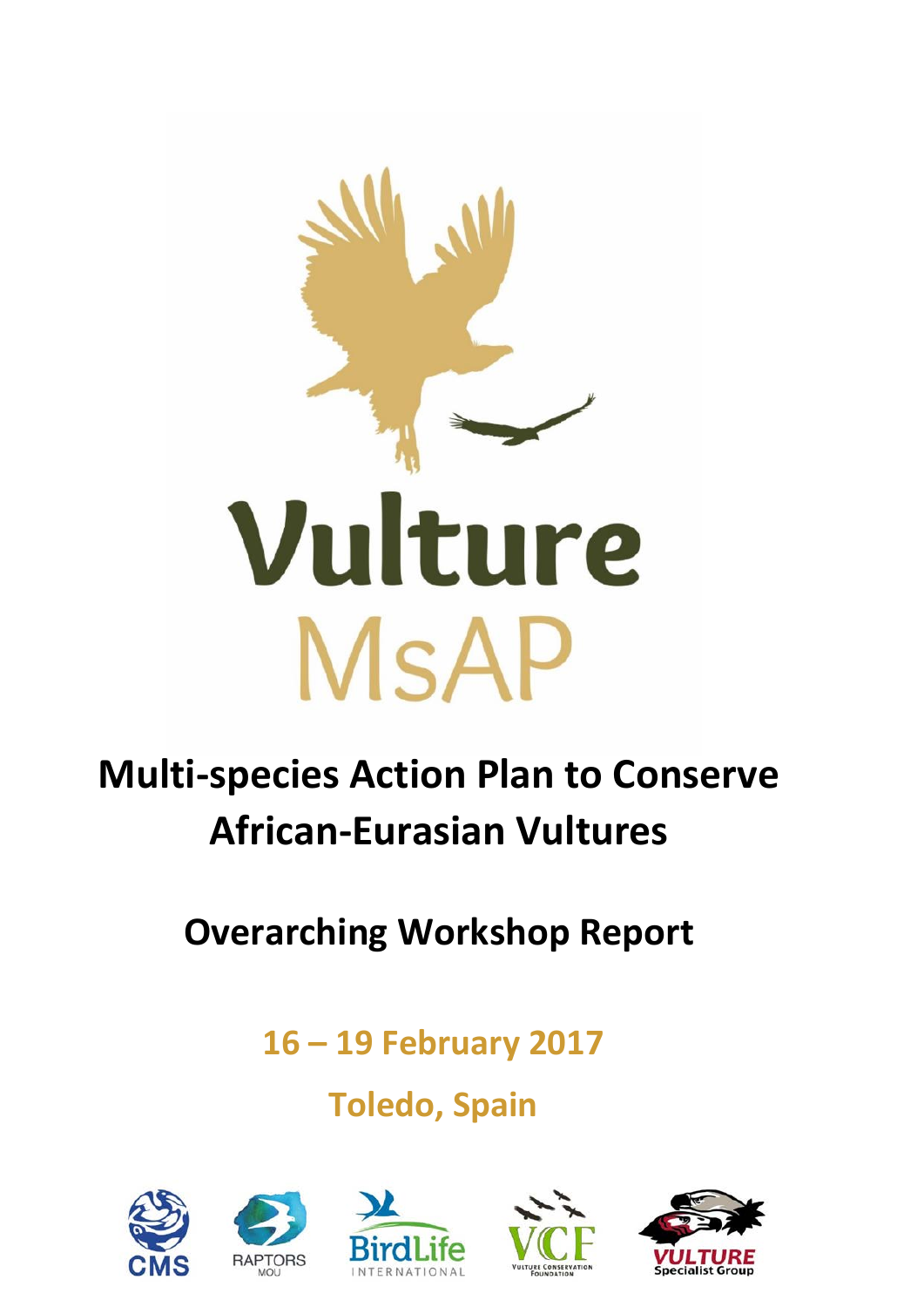# Vulture MsAP

# Multi-species Action Plan to Conserve African-Eurasian Vultures

## Overarching Workshop Report

**16 – 19 February 2017**

**Toledo, Spain**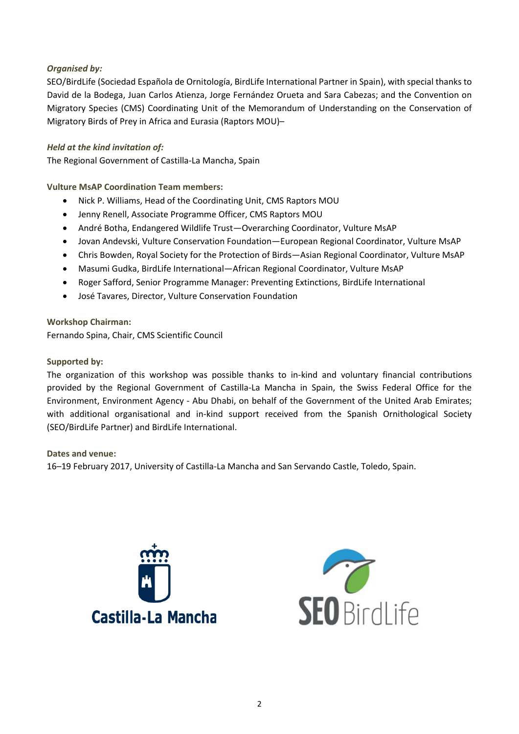***Organised by:***

SEO/BirdLife (Sociedad Española de Ornitología, BirdLife International Partner in Spain), with special thanks to David de la Bodega, Juan Carlos Atienza, Jorge Fernández Orueta and Sara Cabezas; and the Convention on Migratory Species (CMS) Coordinating Unit of the Memorandum of Understanding on the Conservation of Migratory Birds of Prey in Africa and Eurasia (Raptors MOU)–

***Held at the kind invitation of:***

The Regional Government of Castilla-La Mancha, Spain

**Vulture MsAP Coordination Team members:**

- Nick P. Williams, Head of the Coordinating Unit, CMS Raptors MOU
- Jenny Renell, Associate Programme Officer, CMS Raptors MOU
- André Botha, Endangered Wildlife Trust—Overarching Coordinator, Vulture MsAP
- Jovan Andevski, Vulture Conservation Foundation—European Regional Coordinator, Vulture MsAP
- Chris Bowden, Royal Society for the Protection of Birds—Asian Regional Coordinator, Vulture MsAP
- Masumi Gudka, BirdLife International—African Regional Coordinator, Vulture MsAP
- Roger Safford, Senior Programme Manager: Preventing Extinctions, BirdLife International
- José Tavares, Director, Vulture Conservation Foundation

**Workshop Chairman:**

Fernando Spina, Chair, CMS Scientific Council

**Supported by:**

The organization of this workshop was possible thanks to in-kind and voluntary financial contributions provided by the Regional Government of Castilla-La Mancha in Spain, the Swiss Federal Office for the Environment, Environment Agency - Abu Dhabi, on behalf of the Government of the United Arab Emirates; with additional organisational and in-kind support received from the Spanish Ornithological Society (SEO/BirdLife Partner) and BirdLife International.

**Dates and venue:**

16–19 February 2017, University of Castilla-La Mancha and San Servando Castle, Toledo, Spain.

Castilla-La Mancha

SEO BirdLife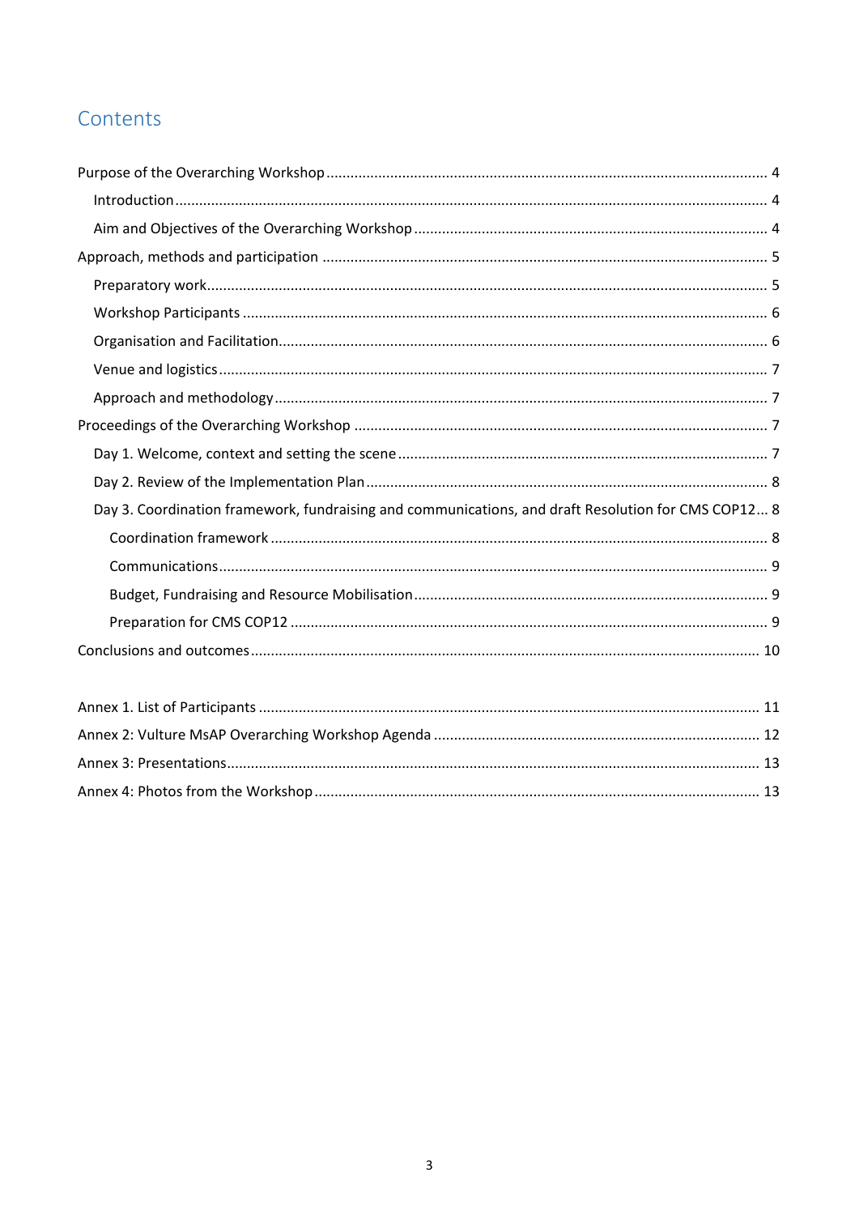# Contents

Purpose of the Overarching Workshop ..... 4

- Introduction ..... 4
- Aim and Objectives of the Overarching Workshop ..... 4

Approach, methods and participation ..... 5

- Preparatory work ..... 5
- Workshop Participants ..... 6
- Organisation and Facilitation ..... 6
- Venue and logistics ..... 7
- Approach and methodology ..... 7

Proceedings of the Overarching Workshop ..... 7

- Day 1. Welcome, context and setting the scene ..... 7
- Day 2. Review of the Implementation Plan ..... 8
- Day 3. Coordination framework, fundraising and communications, and draft Resolution for CMS COP12 ..... 8
  - Coordination framework ..... 8
  - Communications ..... 9
  - Budget, Fundraising and Resource Mobilisation ..... 9
  - Preparation for CMS COP12 ..... 9

Conclusions and outcomes ..... 10

Annex 1. List of Participants ..... 11

Annex 2: Vulture MsAP Overarching Workshop Agenda ..... 12

Annex 3: Presentations ..... 13

Annex 4: Photos from the Workshop ..... 13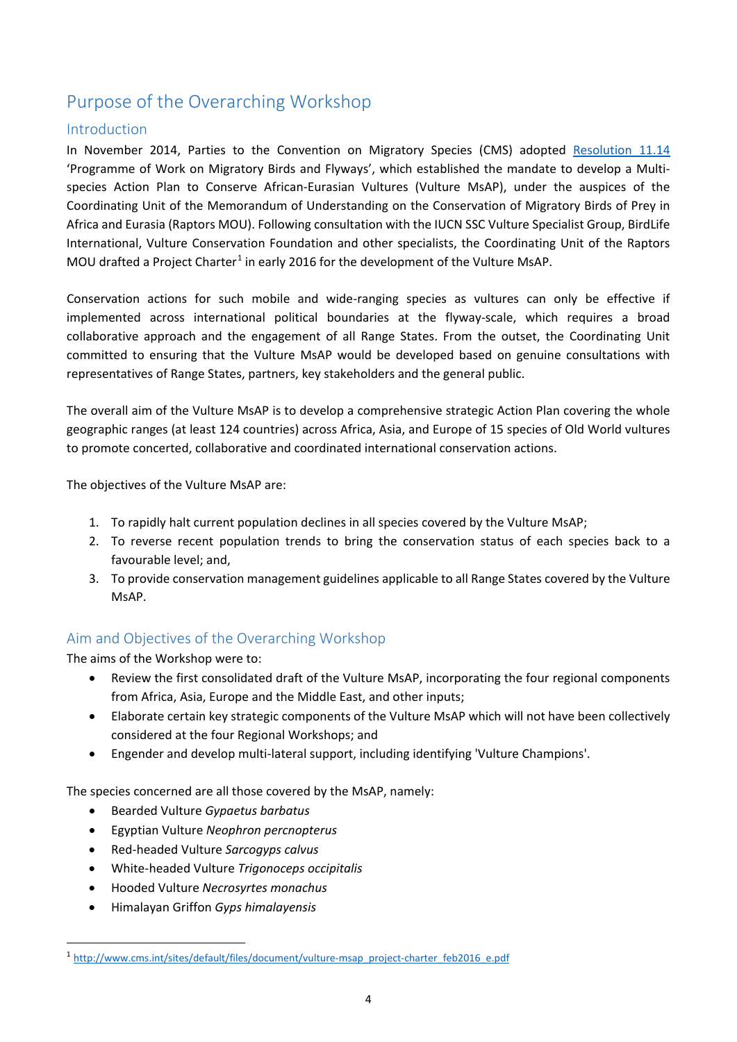# Purpose of the Overarching Workshop

## Introduction

In November 2014, Parties to the Convention on Migratory Species (CMS) adopted [Resolution 11.14](#) 'Programme of Work on Migratory Birds and Flyways', which established the mandate to develop a Multi-species Action Plan to Conserve African-Eurasian Vultures (Vulture MsAP), under the auspices of the Coordinating Unit of the Memorandum of Understanding on the Conservation of Migratory Birds of Prey in Africa and Eurasia (Raptors MOU). Following consultation with the IUCN SSC Vulture Specialist Group, BirdLife International, Vulture Conservation Foundation and other specialists, the Coordinating Unit of the Raptors MOU drafted a Project Charter[1] in early 2016 for the development of the Vulture MsAP.

Conservation actions for such mobile and wide-ranging species as vultures can only be effective if implemented across international political boundaries at the flyway-scale, which requires a broad collaborative approach and the engagement of all Range States. From the outset, the Coordinating Unit committed to ensuring that the Vulture MsAP would be developed based on genuine consultations with representatives of Range States, partners, key stakeholders and the general public.

The overall aim of the Vulture MsAP is to develop a comprehensive strategic Action Plan covering the whole geographic ranges (at least 124 countries) across Africa, Asia, and Europe of 15 species of Old World vultures to promote concerted, collaborative and coordinated international conservation actions.

The objectives of the Vulture MsAP are:

1. To rapidly halt current population declines in all species covered by the Vulture MsAP;
2. To reverse recent population trends to bring the conservation status of each species back to a favourable level; and,
3. To provide conservation management guidelines applicable to all Range States covered by the Vulture MsAP.

## Aim and Objectives of the Overarching Workshop

The aims of the Workshop were to:

- Review the first consolidated draft of the Vulture MsAP, incorporating the four regional components from Africa, Asia, Europe and the Middle East, and other inputs;
- Elaborate certain key strategic components of the Vulture MsAP which will not have been collectively considered at the four Regional Workshops; and
- Engender and develop multi-lateral support, including identifying 'Vulture Champions'.

The species concerned are all those covered by the MsAP, namely:

- Bearded Vulture *Gypaetus barbatus*
- Egyptian Vulture *Neophron percnopterus*
- Red-headed Vulture *Sarcogyps calvus*
- White-headed Vulture *Trigonoceps occipitalis*
- Hooded Vulture *Necrosyrtes monachus*
- Himalayan Griffon *Gyps himalayensis*

[1] http://www.cms.int/sites/default/files/document/vulture-msap_project-charter_feb2016_e.pdf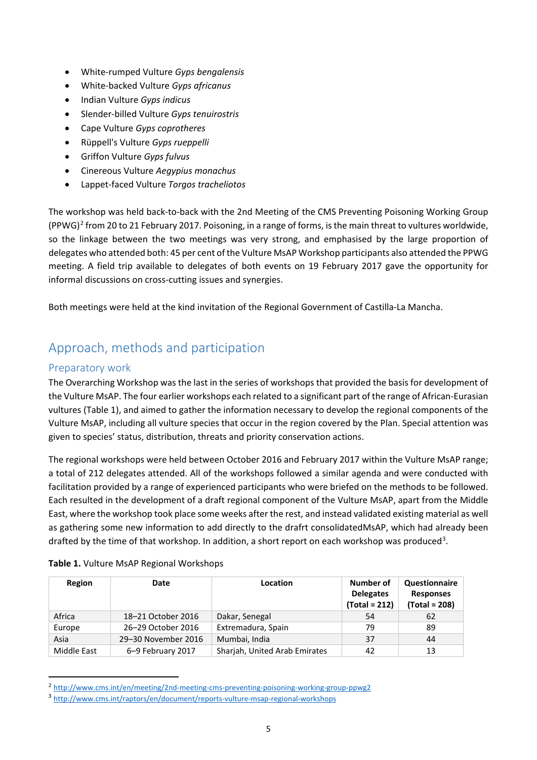- White-rumped Vulture *Gyps bengalensis*
- White-backed Vulture *Gyps africanus*
- Indian Vulture *Gyps indicus*
- Slender-billed Vulture *Gyps tenuirostris*
- Cape Vulture *Gyps coprotheres*
- Rüppell's Vulture *Gyps rueppelli*
- Griffon Vulture *Gyps fulvus*
- Cinereous Vulture *Aegypius monachus*
- Lappet-faced Vulture *Torgos tracheliotos*

The workshop was held back-to-back with the 2nd Meeting of the CMS Preventing Poisoning Working Group (PPWG)[2] from 20 to 21 February 2017. Poisoning, in a range of forms, is the main threat to vultures worldwide, so the linkage between the two meetings was very strong, and emphasised by the large proportion of delegates who attended both: 45 per cent of the Vulture MsAP Workshop participants also attended the PPWG meeting. A field trip available to delegates of both events on 19 February 2017 gave the opportunity for informal discussions on cross-cutting issues and synergies.

Both meetings were held at the kind invitation of the Regional Government of Castilla-La Mancha.

# Approach, methods and participation

## Preparatory work

The Overarching Workshop was the last in the series of workshops that provided the basis for development of the Vulture MsAP. The four earlier workshops each related to a significant part of the range of African-Eurasian vultures (Table 1), and aimed to gather the information necessary to develop the regional components of the Vulture MsAP, including all vulture species that occur in the region covered by the Plan. Special attention was given to species' status, distribution, threats and priority conservation actions.

The regional workshops were held between October 2016 and February 2017 within the Vulture MsAP range; a total of 212 delegates attended. All of the workshops followed a similar agenda and were conducted with facilitation provided by a range of experienced participants who were briefed on the methods to be followed. Each resulted in the development of a draft regional component of the Vulture MsAP, apart from the Middle East, where the workshop took place some weeks after the rest, and instead validated existing material as well as gathering some new information to add directly to the drafrt consolidatedMsAP, which had already been drafted by the time of that workshop. In addition, a short report on each workshop was produced[3].

**Table 1.** Vulture MsAP Regional Workshops

| Region | Date | Location | Number of Delegates (Total = 212) | Questionnaire Responses (Total = 208) |
|---|---|---|---|---|
| Africa | 18–21 October 2016 | Dakar, Senegal | 54 | 62 |
| Europe | 26–29 October 2016 | Extremadura, Spain | 79 | 89 |
| Asia | 29–30 November 2016 | Mumbai, India | 37 | 44 |
| Middle East | 6–9 February 2017 | Sharjah, United Arab Emirates | 42 | 13 |

[2] http://www.cms.int/en/meeting/2nd-meeting-cms-preventing-poisoning-working-group-ppwg2

[3] http://www.cms.int/raptors/en/document/reports-vulture-msap-regional-workshops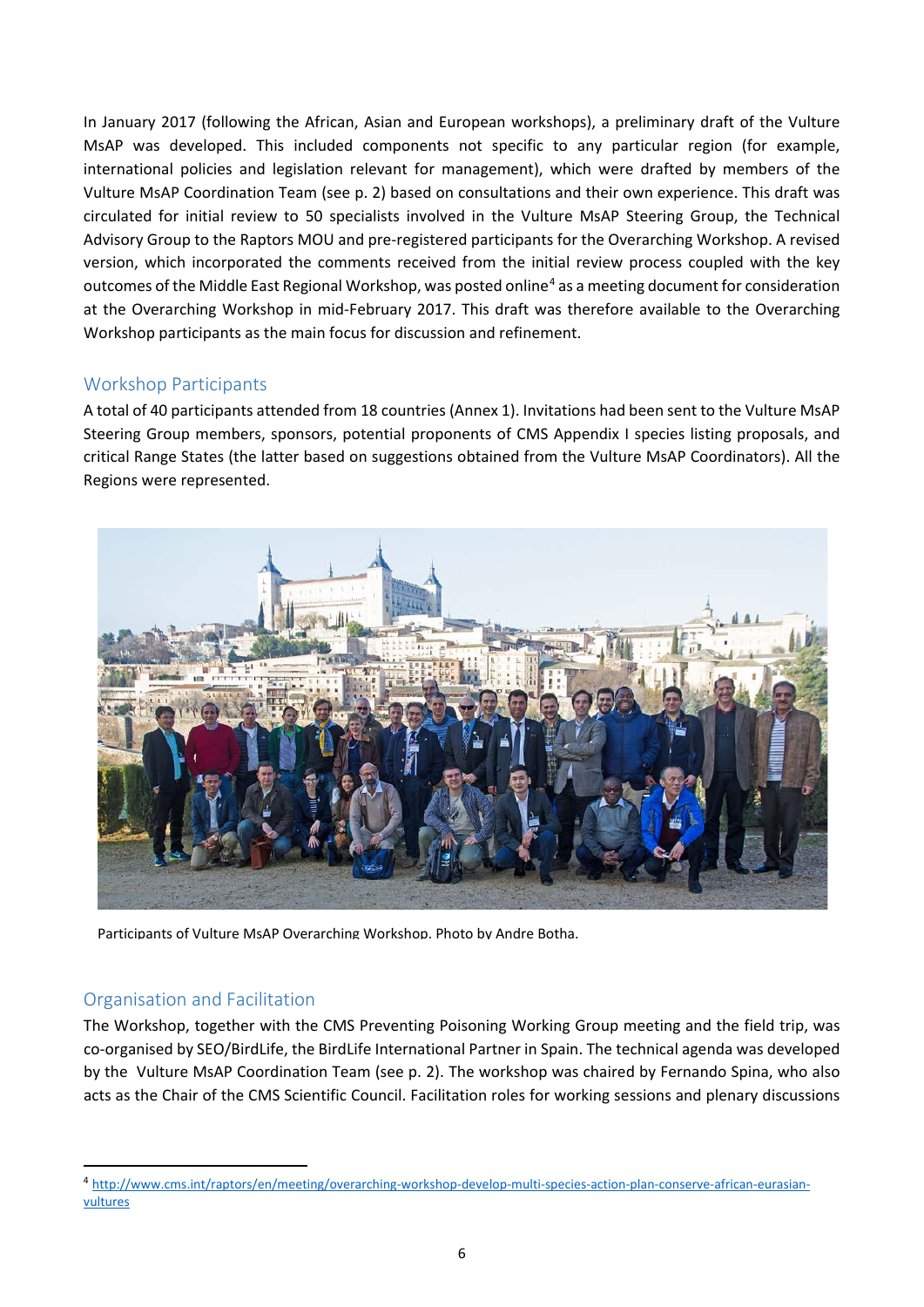In January 2017 (following the African, Asian and European workshops), a preliminary draft of the Vulture MsAP was developed. This included components not specific to any particular region (for example, international policies and legislation relevant for management), which were drafted by members of the Vulture MsAP Coordination Team (see p. 2) based on consultations and their own experience. This draft was circulated for initial review to 50 specialists involved in the Vulture MsAP Steering Group, the Technical Advisory Group to the Raptors MOU and pre-registered participants for the Overarching Workshop. A revised version, which incorporated the comments received from the initial review process coupled with the key outcomes of the Middle East Regional Workshop, was posted online[4] as a meeting document for consideration at the Overarching Workshop in mid-February 2017. This draft was therefore available to the Overarching Workshop participants as the main focus for discussion and refinement.

## Workshop Participants

A total of 40 participants attended from 18 countries (Annex 1). Invitations had been sent to the Vulture MsAP Steering Group members, sponsors, potential proponents of CMS Appendix I species listing proposals, and critical Range States (the latter based on suggestions obtained from the Vulture MsAP Coordinators). All the Regions were represented.

Participants of Vulture MsAP Overarching Workshop. Photo by Andre Botha.

## Organisation and Facilitation

The Workshop, together with the CMS Preventing Poisoning Working Group meeting and the field trip, was co-organised by SEO/BirdLife, the BirdLife International Partner in Spain. The technical agenda was developed by the Vulture MsAP Coordination Team (see p. 2). The workshop was chaired by Fernando Spina, who also acts as the Chair of the CMS Scientific Council. Facilitation roles for working sessions and plenary discussions

[4] http://www.cms.int/raptors/en/meeting/overarching-workshop-develop-multi-species-action-plan-conserve-african-eurasian-vultures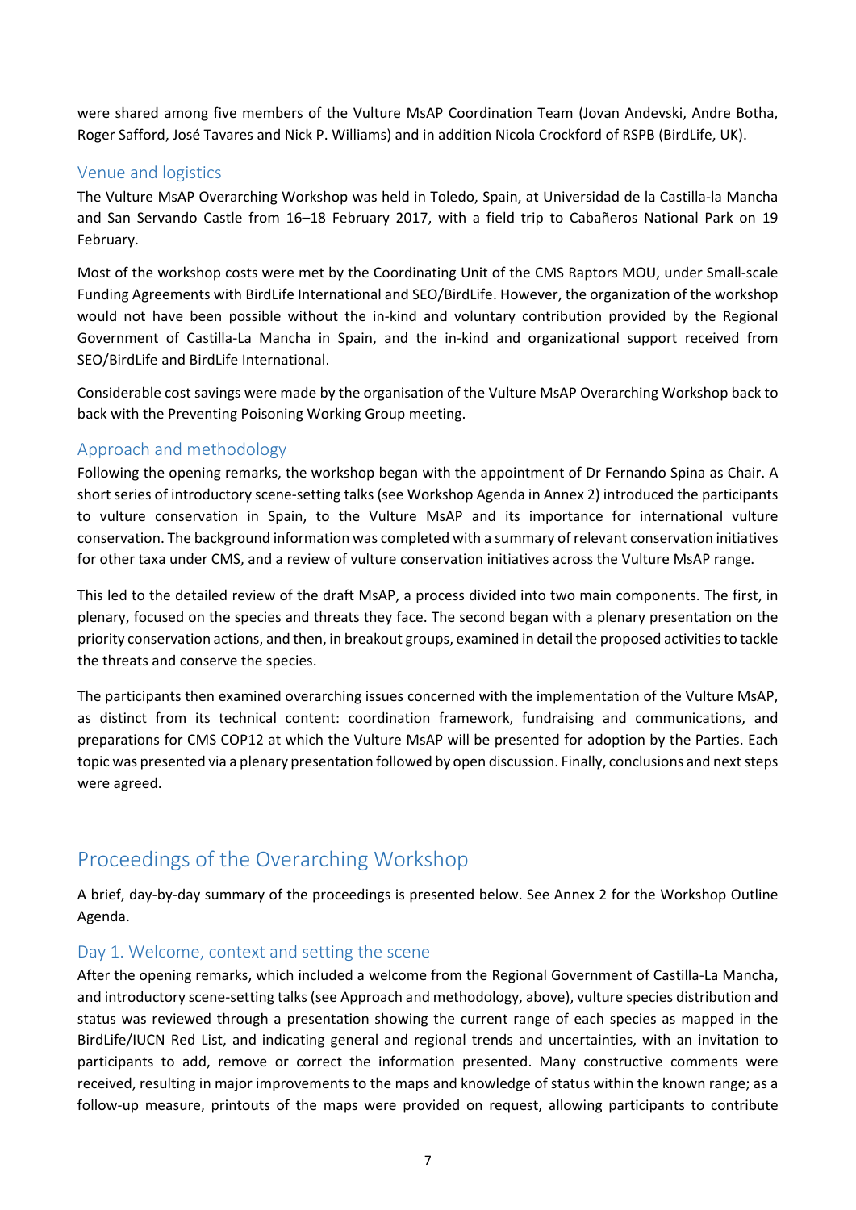were shared among five members of the Vulture MsAP Coordination Team (Jovan Andevski, Andre Botha, Roger Safford, José Tavares and Nick P. Williams) and in addition Nicola Crockford of RSPB (BirdLife, UK).

### Venue and logistics

The Vulture MsAP Overarching Workshop was held in Toledo, Spain, at Universidad de la Castilla-la Mancha and San Servando Castle from 16–18 February 2017, with a field trip to Cabañeros National Park on 19 February.

Most of the workshop costs were met by the Coordinating Unit of the CMS Raptors MOU, under Small-scale Funding Agreements with BirdLife International and SEO/BirdLife. However, the organization of the workshop would not have been possible without the in-kind and voluntary contribution provided by the Regional Government of Castilla-La Mancha in Spain, and the in-kind and organizational support received from SEO/BirdLife and BirdLife International.

Considerable cost savings were made by the organisation of the Vulture MsAP Overarching Workshop back to back with the Preventing Poisoning Working Group meeting.

### Approach and methodology

Following the opening remarks, the workshop began with the appointment of Dr Fernando Spina as Chair. A short series of introductory scene-setting talks (see Workshop Agenda in Annex 2) introduced the participants to vulture conservation in Spain, to the Vulture MsAP and its importance for international vulture conservation. The background information was completed with a summary of relevant conservation initiatives for other taxa under CMS, and a review of vulture conservation initiatives across the Vulture MsAP range.

This led to the detailed review of the draft MsAP, a process divided into two main components. The first, in plenary, focused on the species and threats they face. The second began with a plenary presentation on the priority conservation actions, and then, in breakout groups, examined in detail the proposed activities to tackle the threats and conserve the species.

The participants then examined overarching issues concerned with the implementation of the Vulture MsAP, as distinct from its technical content: coordination framework, fundraising and communications, and preparations for CMS COP12 at which the Vulture MsAP will be presented for adoption by the Parties. Each topic was presented via a plenary presentation followed by open discussion. Finally, conclusions and next steps were agreed.

## Proceedings of the Overarching Workshop

A brief, day-by-day summary of the proceedings is presented below. See Annex 2 for the Workshop Outline Agenda.

### Day 1. Welcome, context and setting the scene

After the opening remarks, which included a welcome from the Regional Government of Castilla-La Mancha, and introductory scene-setting talks (see Approach and methodology, above), vulture species distribution and status was reviewed through a presentation showing the current range of each species as mapped in the BirdLife/IUCN Red List, and indicating general and regional trends and uncertainties, with an invitation to participants to add, remove or correct the information presented. Many constructive comments were received, resulting in major improvements to the maps and knowledge of status within the known range; as a follow-up measure, printouts of the maps were provided on request, allowing participants to contribute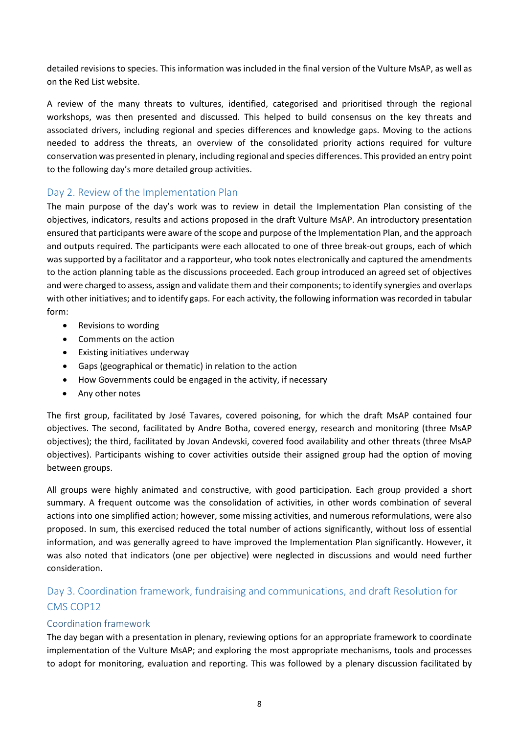detailed revisions to species. This information was included in the final version of the Vulture MsAP, as well as on the Red List website.

A review of the many threats to vultures, identified, categorised and prioritised through the regional workshops, was then presented and discussed. This helped to build consensus on the key threats and associated drivers, including regional and species differences and knowledge gaps. Moving to the actions needed to address the threats, an overview of the consolidated priority actions required for vulture conservation was presented in plenary, including regional and species differences. This provided an entry point to the following day's more detailed group activities.

## Day 2. Review of the Implementation Plan

The main purpose of the day's work was to review in detail the Implementation Plan consisting of the objectives, indicators, results and actions proposed in the draft Vulture MsAP. An introductory presentation ensured that participants were aware of the scope and purpose of the Implementation Plan, and the approach and outputs required. The participants were each allocated to one of three break-out groups, each of which was supported by a facilitator and a rapporteur, who took notes electronically and captured the amendments to the action planning table as the discussions proceeded. Each group introduced an agreed set of objectives and were charged to assess, assign and validate them and their components; to identify synergies and overlaps with other initiatives; and to identify gaps. For each activity, the following information was recorded in tabular form:

- Revisions to wording
- Comments on the action
- Existing initiatives underway
- Gaps (geographical or thematic) in relation to the action
- How Governments could be engaged in the activity, if necessary
- Any other notes

The first group, facilitated by José Tavares, covered poisoning, for which the draft MsAP contained four objectives. The second, facilitated by Andre Botha, covered energy, research and monitoring (three MsAP objectives); the third, facilitated by Jovan Andevski, covered food availability and other threats (three MsAP objectives). Participants wishing to cover activities outside their assigned group had the option of moving between groups.

All groups were highly animated and constructive, with good participation. Each group provided a short summary. A frequent outcome was the consolidation of activities, in other words combination of several actions into one simplified action; however, some missing activities, and numerous reformulations, were also proposed. In sum, this exercised reduced the total number of actions significantly, without loss of essential information, and was generally agreed to have improved the Implementation Plan significantly. However, it was also noted that indicators (one per objective) were neglected in discussions and would need further consideration.

## Day 3. Coordination framework, fundraising and communications, and draft Resolution for CMS COP12

### Coordination framework

The day began with a presentation in plenary, reviewing options for an appropriate framework to coordinate implementation of the Vulture MsAP; and exploring the most appropriate mechanisms, tools and processes to adopt for monitoring, evaluation and reporting. This was followed by a plenary discussion facilitated by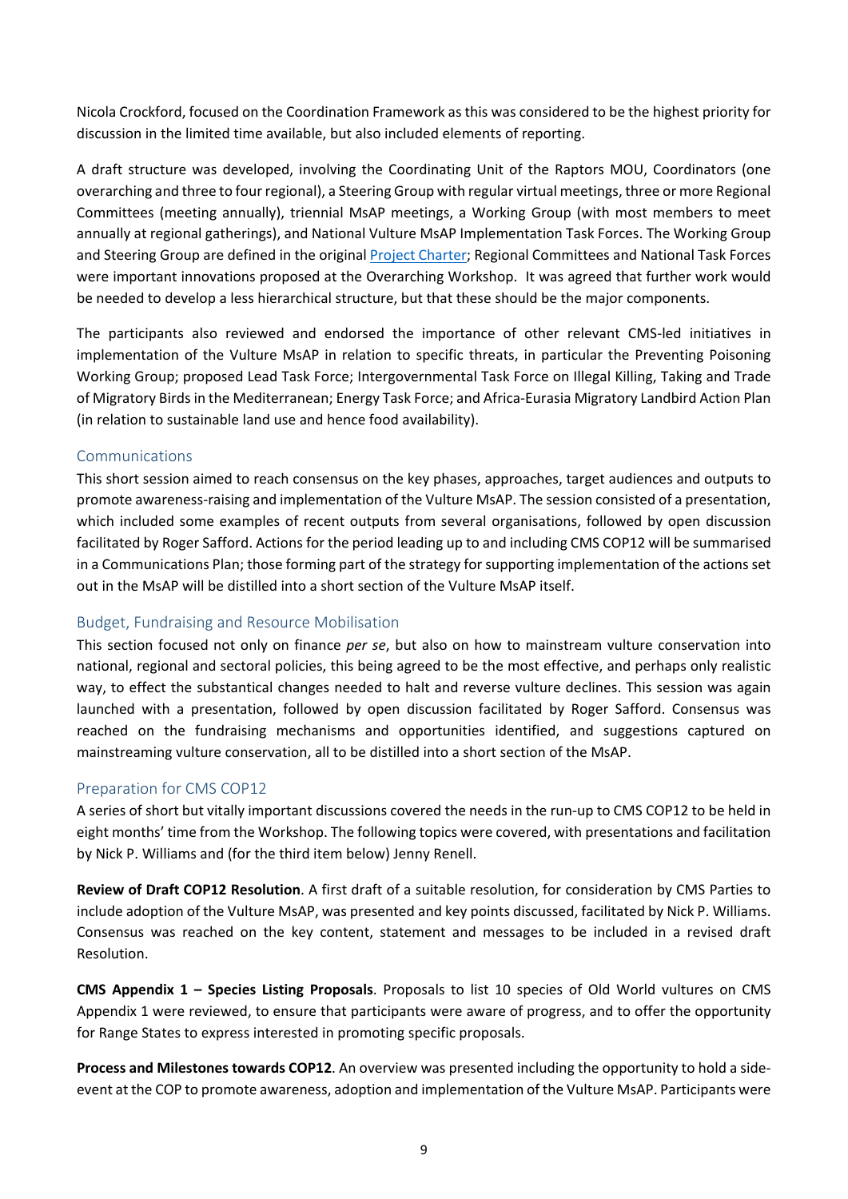Nicola Crockford, focused on the Coordination Framework as this was considered to be the highest priority for discussion in the limited time available, but also included elements of reporting.

A draft structure was developed, involving the Coordinating Unit of the Raptors MOU, Coordinators (one overarching and three to four regional), a Steering Group with regular virtual meetings, three or more Regional Committees (meeting annually), triennial MsAP meetings, a Working Group (with most members to meet annually at regional gatherings), and National Vulture MsAP Implementation Task Forces. The Working Group and Steering Group are defined in the original Project Charter; Regional Committees and National Task Forces were important innovations proposed at the Overarching Workshop. It was agreed that further work would be needed to develop a less hierarchical structure, but that these should be the major components.

The participants also reviewed and endorsed the importance of other relevant CMS-led initiatives in implementation of the Vulture MsAP in relation to specific threats, in particular the Preventing Poisoning Working Group; proposed Lead Task Force; Intergovernmental Task Force on Illegal Killing, Taking and Trade of Migratory Birds in the Mediterranean; Energy Task Force; and Africa-Eurasia Migratory Landbird Action Plan (in relation to sustainable land use and hence food availability).

### Communications

This short session aimed to reach consensus on the key phases, approaches, target audiences and outputs to promote awareness-raising and implementation of the Vulture MsAP. The session consisted of a presentation, which included some examples of recent outputs from several organisations, followed by open discussion facilitated by Roger Safford. Actions for the period leading up to and including CMS COP12 will be summarised in a Communications Plan; those forming part of the strategy for supporting implementation of the actions set out in the MsAP will be distilled into a short section of the Vulture MsAP itself.

### Budget, Fundraising and Resource Mobilisation

This section focused not only on finance *per se*, but also on how to mainstream vulture conservation into national, regional and sectoral policies, this being agreed to be the most effective, and perhaps only realistic way, to effect the substantical changes needed to halt and reverse vulture declines. This session was again launched with a presentation, followed by open discussion facilitated by Roger Safford. Consensus was reached on the fundraising mechanisms and opportunities identified, and suggestions captured on mainstreaming vulture conservation, all to be distilled into a short section of the MsAP.

### Preparation for CMS COP12

A series of short but vitally important discussions covered the needs in the run-up to CMS COP12 to be held in eight months' time from the Workshop. The following topics were covered, with presentations and facilitation by Nick P. Williams and (for the third item below) Jenny Renell.

**Review of Draft COP12 Resolution**. A first draft of a suitable resolution, for consideration by CMS Parties to include adoption of the Vulture MsAP, was presented and key points discussed, facilitated by Nick P. Williams. Consensus was reached on the key content, statement and messages to be included in a revised draft Resolution.

**CMS Appendix 1 – Species Listing Proposals**. Proposals to list 10 species of Old World vultures on CMS Appendix 1 were reviewed, to ensure that participants were aware of progress, and to offer the opportunity for Range States to express interested in promoting specific proposals.

**Process and Milestones towards COP12**. An overview was presented including the opportunity to hold a side-event at the COP to promote awareness, adoption and implementation of the Vulture MsAP. Participants were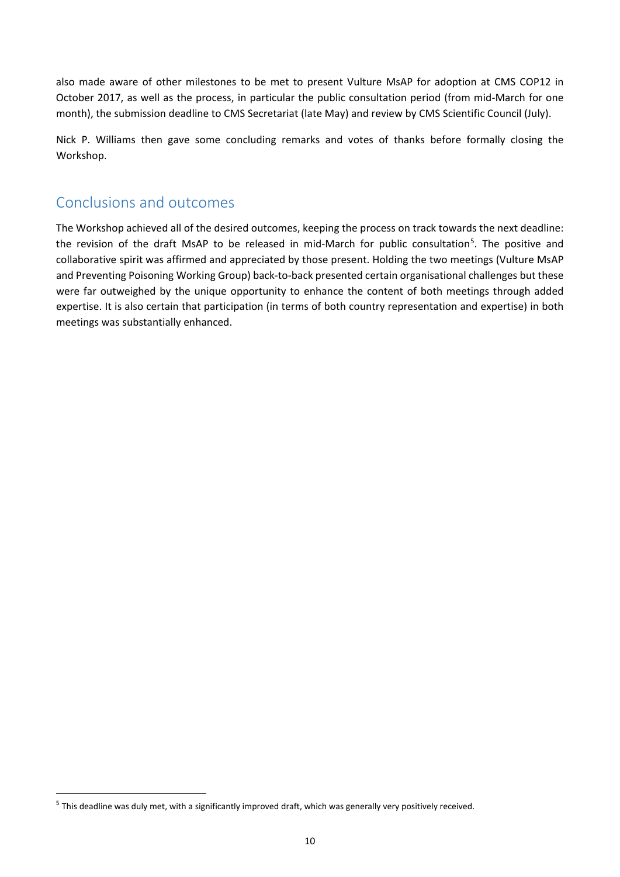also made aware of other milestones to be met to present Vulture MsAP for adoption at CMS COP12 in October 2017, as well as the process, in particular the public consultation period (from mid-March for one month), the submission deadline to CMS Secretariat (late May) and review by CMS Scientific Council (July).

Nick P. Williams then gave some concluding remarks and votes of thanks before formally closing the Workshop.

## Conclusions and outcomes

The Workshop achieved all of the desired outcomes, keeping the process on track towards the next deadline: the revision of the draft MsAP to be released in mid-March for public consultation[5]. The positive and collaborative spirit was affirmed and appreciated by those present. Holding the two meetings (Vulture MsAP and Preventing Poisoning Working Group) back-to-back presented certain organisational challenges but these were far outweighed by the unique opportunity to enhance the content of both meetings through added expertise. It is also certain that participation (in terms of both country representation and expertise) in both meetings was substantially enhanced.

[5] This deadline was duly met, with a significantly improved draft, which was generally very positively received.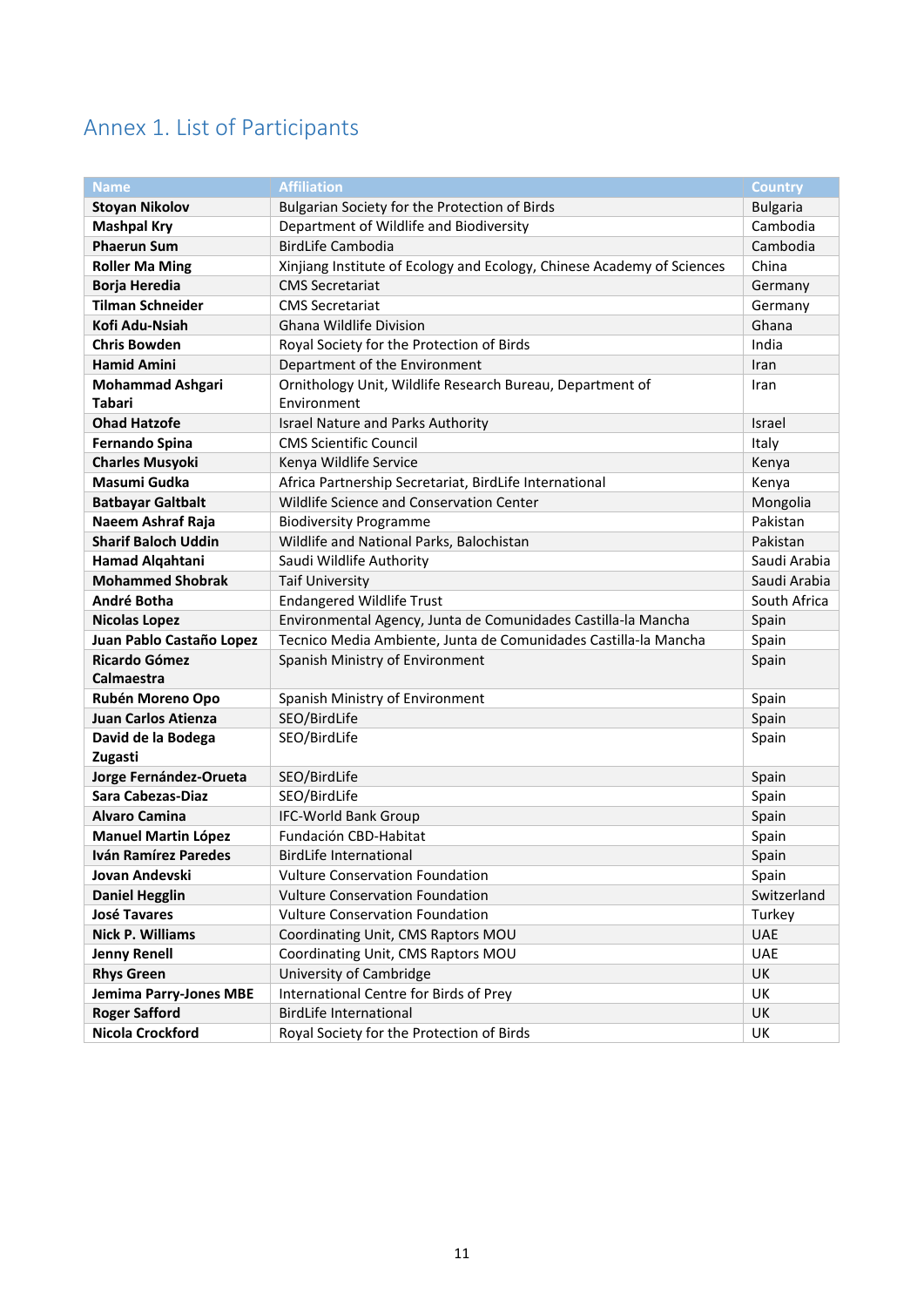# Annex 1. List of Participants

| Name | Affiliation | Country |
|---|---|---|
| **Stoyan Nikolov** | Bulgarian Society for the Protection of Birds | Bulgaria |
| **Mashpal Kry** | Department of Wildlife and Biodiversity | Cambodia |
| **Phaerun Sum** | BirdLife Cambodia | Cambodia |
| **Roller Ma Ming** | Xinjiang Institute of Ecology and Ecology, Chinese Academy of Sciences | China |
| **Borja Heredia** | CMS Secretariat | Germany |
| **Tilman Schneider** | CMS Secretariat | Germany |
| **Kofi Adu-Nsiah** | Ghana Wildlife Division | Ghana |
| **Chris Bowden** | Royal Society for the Protection of Birds | India |
| **Hamid Amini** | Department of the Environment | Iran |
| **Mohammad Ashgari Tabari** | Ornithology Unit, Wildlife Research Bureau, Department of Environment | Iran |
| **Ohad Hatzofe** | Israel Nature and Parks Authority | Israel |
| **Fernando Spina** | CMS Scientific Council | Italy |
| **Charles Musyoki** | Kenya Wildlife Service | Kenya |
| **Masumi Gudka** | Africa Partnership Secretariat, BirdLife International | Kenya |
| **Batbayar Galtbalt** | Wildlife Science and Conservation Center | Mongolia |
| **Naeem Ashraf Raja** | Biodiversity Programme | Pakistan |
| **Sharif Baloch Uddin** | Wildlife and National Parks, Balochistan | Pakistan |
| **Hamad Alqahtani** | Saudi Wildlife Authority | Saudi Arabia |
| **Mohammed Shobrak** | Taif University | Saudi Arabia |
| **André Botha** | Endangered Wildlife Trust | South Africa |
| **Nicolas Lopez** | Environmental Agency, Junta de Comunidades Castilla-la Mancha | Spain |
| **Juan Pablo Castaño Lopez** | Tecnico Media Ambiente, Junta de Comunidades Castilla-la Mancha | Spain |
| **Ricardo Gómez Calmaestra** | Spanish Ministry of Environment | Spain |
| **Rubén Moreno Opo** | Spanish Ministry of Environment | Spain |
| **Juan Carlos Atienza** | SEO/BirdLife | Spain |
| **David de la Bodega Zugasti** | SEO/BirdLife | Spain |
| **Jorge Fernández-Orueta** | SEO/BirdLife | Spain |
| **Sara Cabezas-Diaz** | SEO/BirdLife | Spain |
| **Alvaro Camina** | IFC-World Bank Group | Spain |
| **Manuel Martin López** | Fundación CBD-Habitat | Spain |
| **Iván Ramírez Paredes** | BirdLife International | Spain |
| **Jovan Andevski** | Vulture Conservation Foundation | Spain |
| **Daniel Hegglin** | Vulture Conservation Foundation | Switzerland |
| **José Tavares** | Vulture Conservation Foundation | Turkey |
| **Nick P. Williams** | Coordinating Unit, CMS Raptors MOU | UAE |
| **Jenny Renell** | Coordinating Unit, CMS Raptors MOU | UAE |
| **Rhys Green** | University of Cambridge | UK |
| **Jemima Parry-Jones MBE** | International Centre for Birds of Prey | UK |
| **Roger Safford** | BirdLife International | UK |
| **Nicola Crockford** | Royal Society for the Protection of Birds | UK |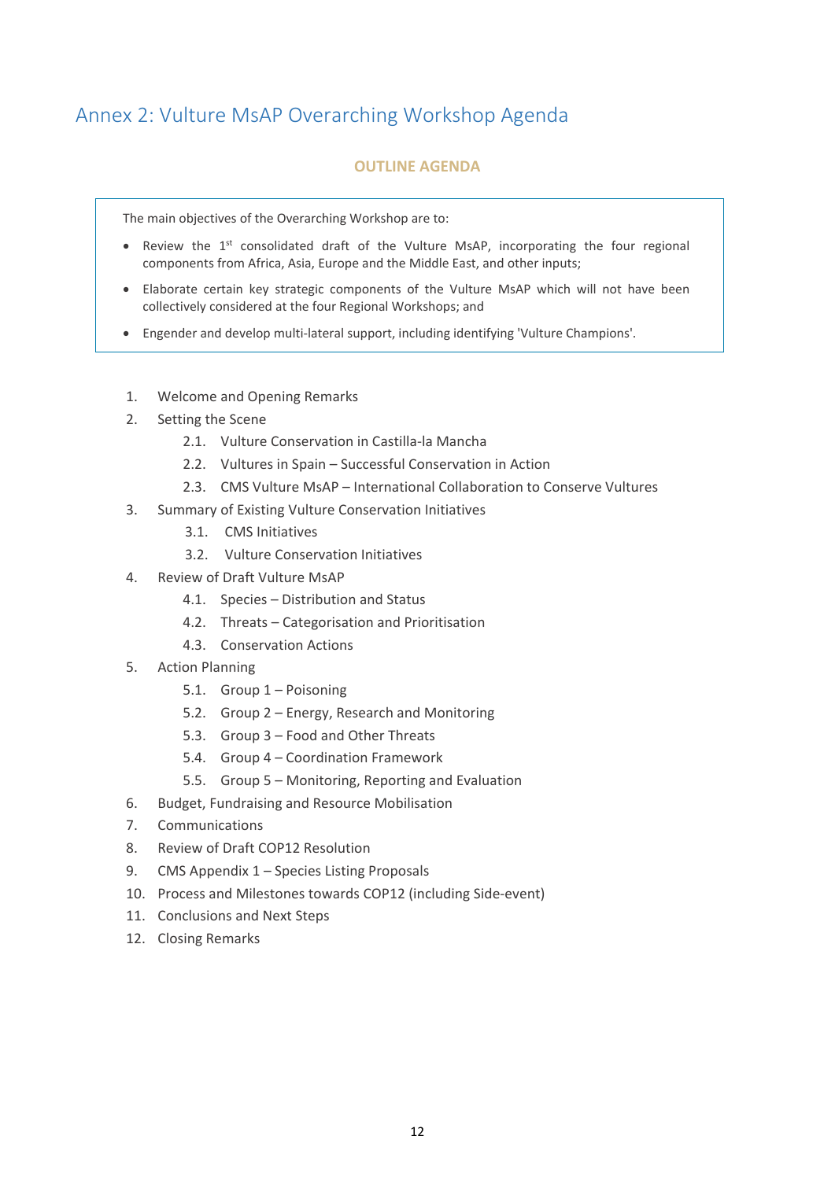# Annex 2: Vulture MsAP Overarching Workshop Agenda

**OUTLINE AGENDA**

The main objectives of the Overarching Workshop are to:

- Review the 1st consolidated draft of the Vulture MsAP, incorporating the four regional components from Africa, Asia, Europe and the Middle East, and other inputs;
- Elaborate certain key strategic components of the Vulture MsAP which will not have been collectively considered at the four Regional Workshops; and
- Engender and develop multi-lateral support, including identifying 'Vulture Champions'.

1. Welcome and Opening Remarks
2. Setting the Scene
    - 2.1. Vulture Conservation in Castilla-la Mancha
    - 2.2. Vultures in Spain – Successful Conservation in Action
    - 2.3. CMS Vulture MsAP – International Collaboration to Conserve Vultures
3. Summary of Existing Vulture Conservation Initiatives
    - 3.1. CMS Initiatives
    - 3.2. Vulture Conservation Initiatives
4. Review of Draft Vulture MsAP
    - 4.1. Species – Distribution and Status
    - 4.2. Threats – Categorisation and Prioritisation
    - 4.3. Conservation Actions
5. Action Planning
    - 5.1. Group 1 – Poisoning
    - 5.2. Group 2 – Energy, Research and Monitoring
    - 5.3. Group 3 – Food and Other Threats
    - 5.4. Group 4 – Coordination Framework
    - 5.5. Group 5 – Monitoring, Reporting and Evaluation
6. Budget, Fundraising and Resource Mobilisation
7. Communications
8. Review of Draft COP12 Resolution
9. CMS Appendix 1 – Species Listing Proposals
10. Process and Milestones towards COP12 (including Side-event)
11. Conclusions and Next Steps
12. Closing Remarks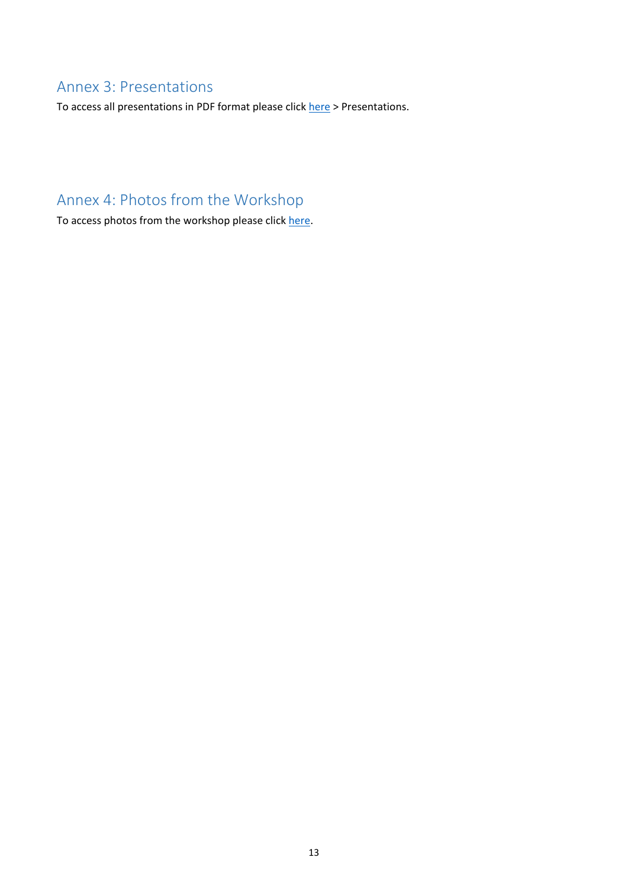## Annex 3: Presentations

To access all presentations in PDF format please click here > Presentations.

## Annex 4: Photos from the Workshop

To access photos from the workshop please click here.